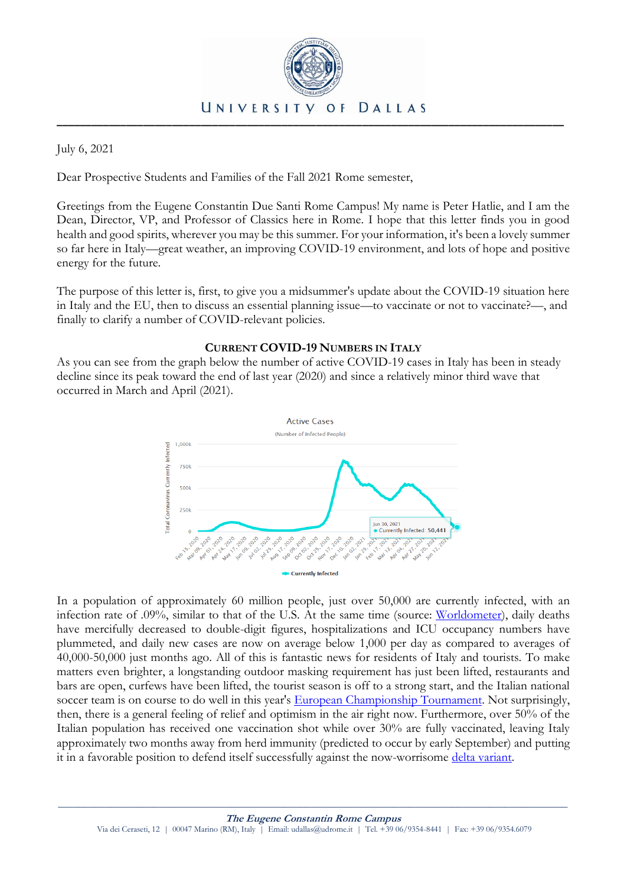UNIVERSITY OF DALLAS

July 6, 2021

Dear Prospective Students and Families of the Fall 2021 Rome semester,

Greetings from the Eugene Constantin Due Santi Rome Campus! My name is Peter Hatlie, and I am the Dean, Director, VP, and Professor of Classics here in Rome. I hope that this letter finds you in good health and good spirits, wherever you may be this summer. For your information, it's been a lovely summer so far here in Italy—great weather, an improving COVID-19 environment, and lots of hope and positive energy for the future.

The purpose of this letter is, first, to give you a midsummer's update about the COVID-19 situation here in Italy and the EU, then to discuss an essential planning issue—to vaccinate or not to vaccinate?—, and finally to clarify a number of COVID-relevant policies.

## CURRENT COVID-19 NUMBERS IN ITALY

As you can see from the graph below the number of active COVID-19 cases in Italy has been in steady decline since its peak toward the end of last year (2020) and since a relatively minor third wave that occurred in March and April (2021).

Active Cases
(Number of Infected People)

Jun 30, 2021 • Currently Infected: 50,441

In a population of approximately 60 million people, just over 50,000 are currently infected, with an infection rate of .09%, similar to that of the U.S. At the same time (source: Worldometer), daily deaths have mercifully decreased to double-digit figures, hospitalizations and ICU occupancy numbers have plummeted, and daily new cases are now on average below 1,000 per day as compared to averages of 40,000-50,000 just months ago. All of this is fantastic news for residents of Italy and tourists. To make matters even brighter, a longstanding outdoor masking requirement has just been lifted, restaurants and bars are open, curfews have been lifted, the tourist season is off to a strong start, and the Italian national soccer team is on course to do well in this year's European Championship Tournament. Not surprisingly, then, there is a general feeling of relief and optimism in the air right now. Furthermore, over 50% of the Italian population has received one vaccination shot while over 30% are fully vaccinated, leaving Italy approximately two months away from herd immunity (predicted to occur by early September) and putting it in a favorable position to defend itself successfully against the now-worrisome delta variant.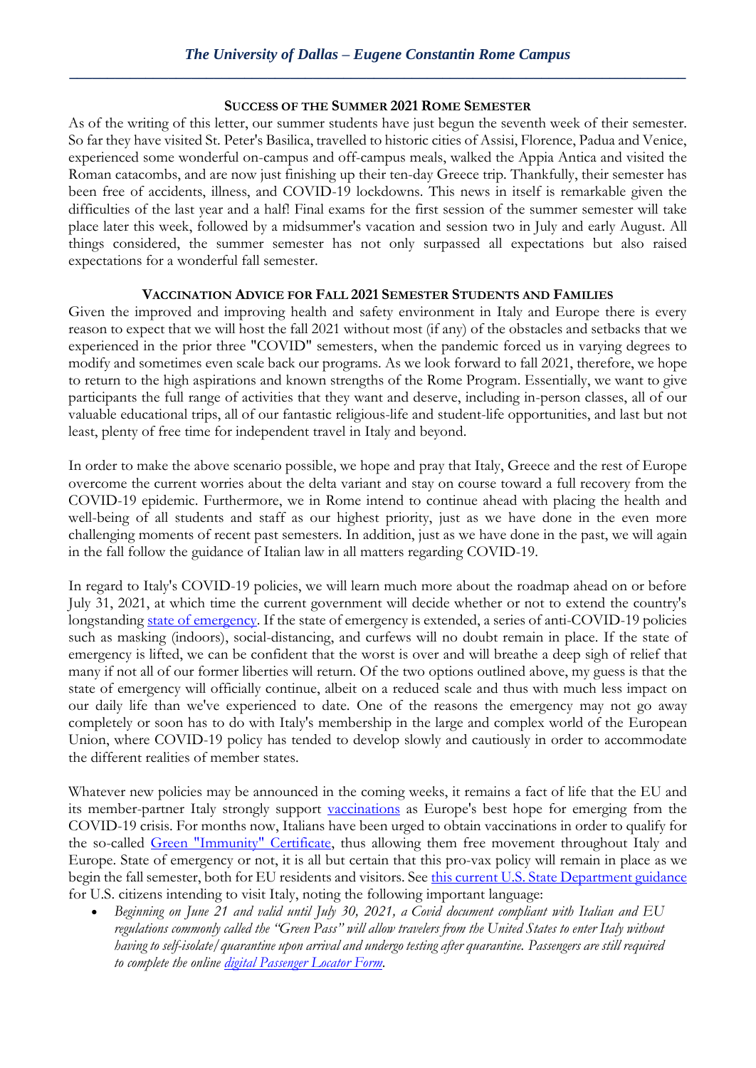#### SUCCESS OF THE SUMMER 2021 ROME SEMESTER

As of the writing of this letter, our summer students have just begun the seventh week of their semester. So far they have visited St. Peter's Basilica, travelled to historic cities of Assisi, Florence, Padua and Venice, experienced some wonderful on-campus and off-campus meals, walked the Appia Antica and visited the Roman catacombs, and are now just finishing up their ten-day Greece trip. Thankfully, their semester has been free of accidents, illness, and COVID-19 lockdowns. This news in itself is remarkable given the difficulties of the last year and a half! Final exams for the first session of the summer semester will take place later this week, followed by a midsummer's vacation and session two in July and early August. All things considered, the summer semester has not only surpassed all expectations but also raised expectations for a wonderful fall semester.

#### VACCINATION ADVICE FOR FALL 2021 SEMESTER STUDENTS AND FAMILIES

Given the improved and improving health and safety environment in Italy and Europe there is every reason to expect that we will host the fall 2021 without most (if any) of the obstacles and setbacks that we experienced in the prior three "COVID" semesters, when the pandemic forced us in varying degrees to modify and sometimes even scale back our programs. As we look forward to fall 2021, therefore, we hope to return to the high aspirations and known strengths of the Rome Program. Essentially, we want to give participants the full range of activities that they want and deserve, including in-person classes, all of our valuable educational trips, all of our fantastic religious-life and student-life opportunities, and last but not least, plenty of free time for independent travel in Italy and beyond.

In order to make the above scenario possible, we hope and pray that Italy, Greece and the rest of Europe overcome the current worries about the delta variant and stay on course toward a full recovery from the COVID-19 epidemic. Furthermore, we in Rome intend to continue ahead with placing the health and well-being of all students and staff as our highest priority, just as we have done in the even more challenging moments of recent past semesters. In addition, just as we have done in the past, we will again in the fall follow the guidance of Italian law in all matters regarding COVID-19.

In regard to Italy's COVID-19 policies, we will learn much more about the roadmap ahead on or before July 31, 2021, at which time the current government will decide whether or not to extend the country's longstanding state of emergency. If the state of emergency is extended, a series of anti-COVID-19 policies such as masking (indoors), social-distancing, and curfews will no doubt remain in place. If the state of emergency is lifted, we can be confident that the worst is over and will breathe a deep sigh of relief that many if not all of our former liberties will return. Of the two options outlined above, my guess is that the state of emergency will officially continue, albeit on a reduced scale and thus with much less impact on our daily life than we've experienced to date. One of the reasons the emergency may not go away completely or soon has to do with Italy's membership in the large and complex world of the European Union, where COVID-19 policy has tended to develop slowly and cautiously in order to accommodate the different realities of member states.

Whatever new policies may be announced in the coming weeks, it remains a fact of life that the EU and its member-partner Italy strongly support vaccinations as Europe's best hope for emerging from the COVID-19 crisis. For months now, Italians have been urged to obtain vaccinations in order to qualify for the so-called Green "Immunity" Certificate, thus allowing them free movement throughout Italy and Europe. State of emergency or not, it is all but certain that this pro-vax policy will remain in place as we begin the fall semester, both for EU residents and visitors. See this current U.S. State Department guidance for U.S. citizens intending to visit Italy, noting the following important language:

- *Beginning on June 21 and valid until July 30, 2021, a Covid document compliant with Italian and EU regulations commonly called the "Green Pass" will allow travelers from the United States to enter Italy without having to self-isolate/quarantine upon arrival and undergo testing after quarantine. Passengers are still required to complete the online digital Passenger Locator Form.*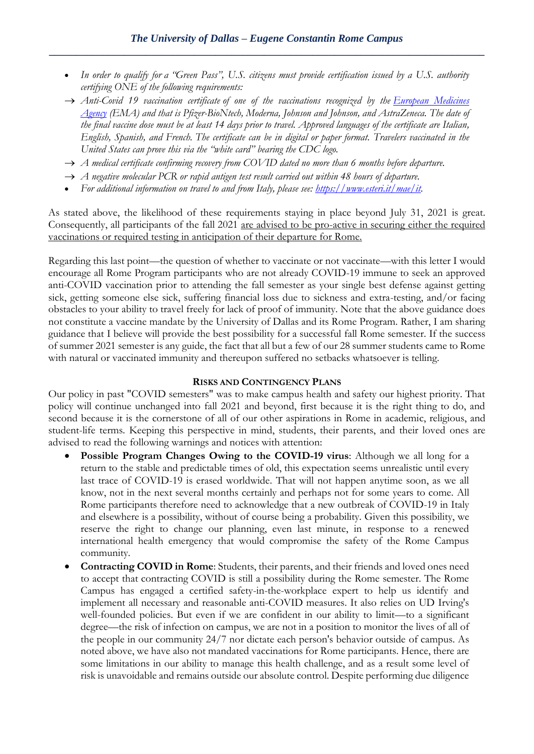- *In order to qualify for a "Green Pass", U.S. citizens must provide certification issued by a U.S. authority certifying ONE of the following requirements:*
- → *Anti-Covid 19 vaccination certificate of one of the vaccinations recognized by the [European Medicines Agency](#) (EMA) and that is Pfizer-BioNTech, Moderna, Johnson and Johnson, and AstraZeneca. The date of the final vaccine dose must be at least 14 days prior to travel. Approved languages of the certificate are Italian, English, Spanish, and French. The certificate can be in digital or paper format. Travelers vaccinated in the United States can prove this via the "white card" bearing the CDC logo.*
- → *A medical certificate confirming recovery from COVID dated no more than 6 months before departure.*
- → *A negative molecular PCR or rapid antigen test result carried out within 48 hours of departure.*
- *For additional information on travel to and from Italy, please see: [https://www.esteri.it/mae/it](https://www.esteri.it/mae/it).*

As stated above, the likelihood of these requirements staying in place beyond July 31, 2021 is great. Consequently, all participants of the fall 2021 are advised to be pro-active in securing either the required vaccinations or required testing in anticipation of their departure for Rome.

Regarding this last point—the question of whether to vaccinate or not vaccinate—with this letter I would encourage all Rome Program participants who are not already COVID-19 immune to seek an approved anti-COVID vaccination prior to attending the fall semester as your single best defense against getting sick, getting someone else sick, suffering financial loss due to sickness and extra-testing, and/or facing obstacles to your ability to travel freely for lack of proof of immunity. Note that the above guidance does not constitute a vaccine mandate by the University of Dallas and its Rome Program. Rather, I am sharing guidance that I believe will provide the best possibility for a successful fall Rome semester. If the success of summer 2021 semester is any guide, the fact that all but a few of our 28 summer students came to Rome with natural or vaccinated immunity and thereupon suffered no setbacks whatsoever is telling.

### RISKS AND CONTINGENCY PLANS

Our policy in past "COVID semesters" was to make campus health and safety our highest priority. That policy will continue unchanged into fall 2021 and beyond, first because it is the right thing to do, and second because it is the cornerstone of all of our other aspirations in Rome in academic, religious, and student-life terms. Keeping this perspective in mind, students, their parents, and their loved ones are advised to read the following warnings and notices with attention:

- **Possible Program Changes Owing to the COVID-19 virus**: Although we all long for a return to the stable and predictable times of old, this expectation seems unrealistic until every last trace of COVID-19 is erased worldwide. That will not happen anytime soon, as we all know, not in the next several months certainly and perhaps not for some years to come. All Rome participants therefore need to acknowledge that a new outbreak of COVID-19 in Italy and elsewhere is a possibility, without of course being a probability. Given this possibility, we reserve the right to change our planning, even last minute, in response to a renewed international health emergency that would compromise the safety of the Rome Campus community.
- **Contracting COVID in Rome**: Students, their parents, and their friends and loved ones need to accept that contracting COVID is still a possibility during the Rome semester. The Rome Campus has engaged a certified safety-in-the-workplace expert to help us identify and implement all necessary and reasonable anti-COVID measures. It also relies on UD Irving's well-founded policies. But even if we are confident in our ability to limit—to a significant degree—the risk of infection on campus, we are not in a position to monitor the lives of all of the people in our community 24/7 nor dictate each person's behavior outside of campus. As noted above, we have also not mandated vaccinations for Rome participants. Hence, there are some limitations in our ability to manage this health challenge, and as a result some level of risk is unavoidable and remains outside our absolute control. Despite performing due diligence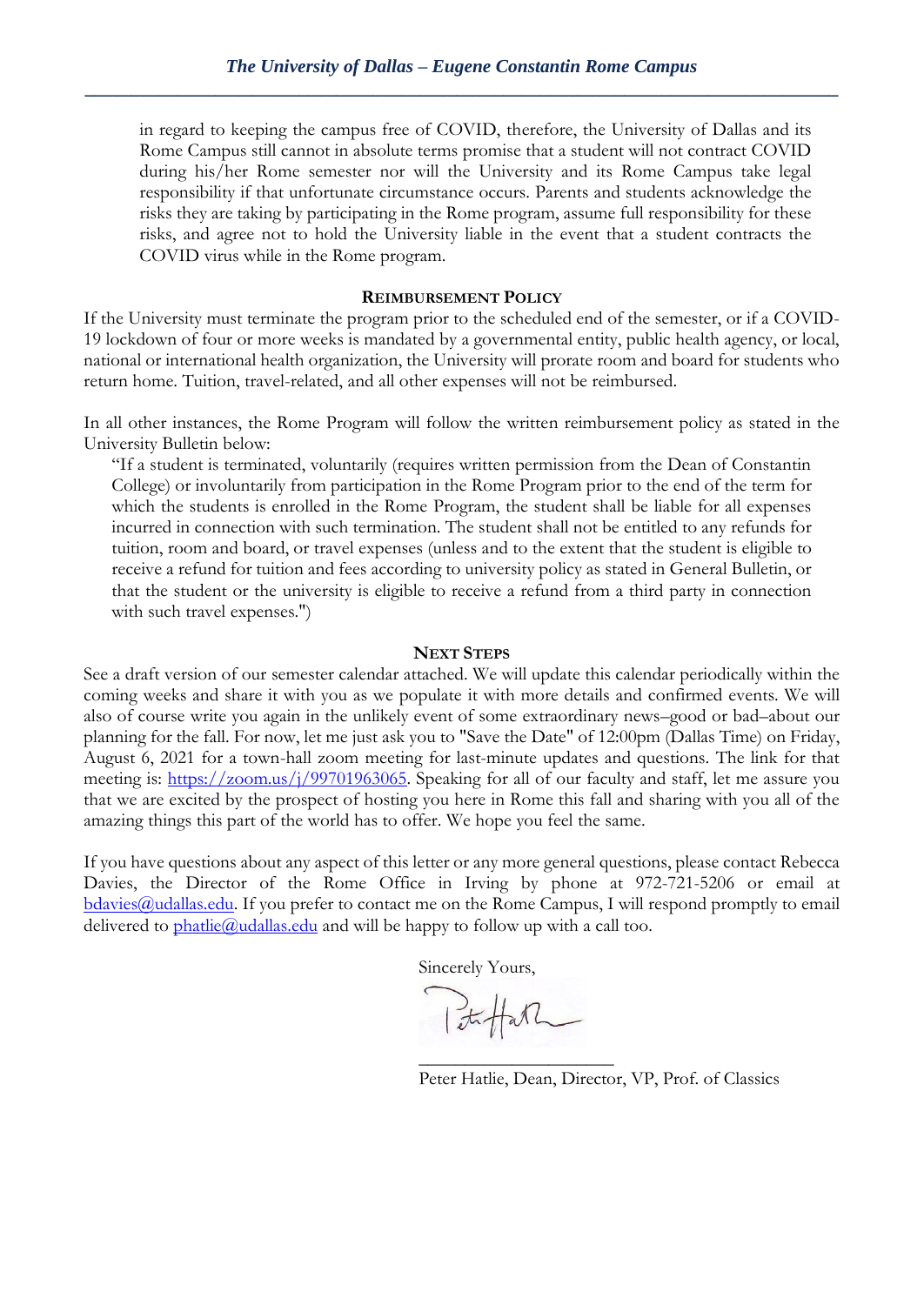in regard to keeping the campus free of COVID, therefore, the University of Dallas and its Rome Campus still cannot in absolute terms promise that a student will not contract COVID during his/her Rome semester nor will the University and its Rome Campus take legal responsibility if that unfortunate circumstance occurs. Parents and students acknowledge the risks they are taking by participating in the Rome program, assume full responsibility for these risks, and agree not to hold the University liable in the event that a student contracts the COVID virus while in the Rome program.

### Reimbursement Policy

If the University must terminate the program prior to the scheduled end of the semester, or if a COVID-19 lockdown of four or more weeks is mandated by a governmental entity, public health agency, or local, national or international health organization, the University will prorate room and board for students who return home. Tuition, travel-related, and all other expenses will not be reimbursed.

In all other instances, the Rome Program will follow the written reimbursement policy as stated in the University Bulletin below:

> "If a student is terminated, voluntarily (requires written permission from the Dean of Constantin College) or involuntarily from participation in the Rome Program prior to the end of the term for which the students is enrolled in the Rome Program, the student shall be liable for all expenses incurred in connection with such termination. The student shall not be entitled to any refunds for tuition, room and board, or travel expenses (unless and to the extent that the student is eligible to receive a refund for tuition and fees according to university policy as stated in General Bulletin, or that the student or the university is eligible to receive a refund from a third party in connection with such travel expenses.")

### Next Steps

See a draft version of our semester calendar attached. We will update this calendar periodically within the coming weeks and share it with you as we populate it with more details and confirmed events. We will also of course write you again in the unlikely event of some extraordinary news–good or bad–about our planning for the fall. For now, let me just ask you to "Save the Date" of 12:00pm (Dallas Time) on Friday, August 6, 2021 for a town-hall zoom meeting for last-minute updates and questions. The link for that meeting is: https://zoom.us/j/99701963065. Speaking for all of our faculty and staff, let me assure you that we are excited by the prospect of hosting you here in Rome this fall and sharing with you all of the amazing things this part of the world has to offer. We hope you feel the same.

If you have questions about any aspect of this letter or any more general questions, please contact Rebecca Davies, the Director of the Rome Office in Irving by phone at 972-721-5206 or email at bdavies@udallas.edu. If you prefer to contact me on the Rome Campus, I will respond promptly to email delivered to phatlie@udallas.edu and will be happy to follow up with a call too.

Sincerely Yours,

Peter Hatlie, Dean, Director, VP, Prof. of Classics